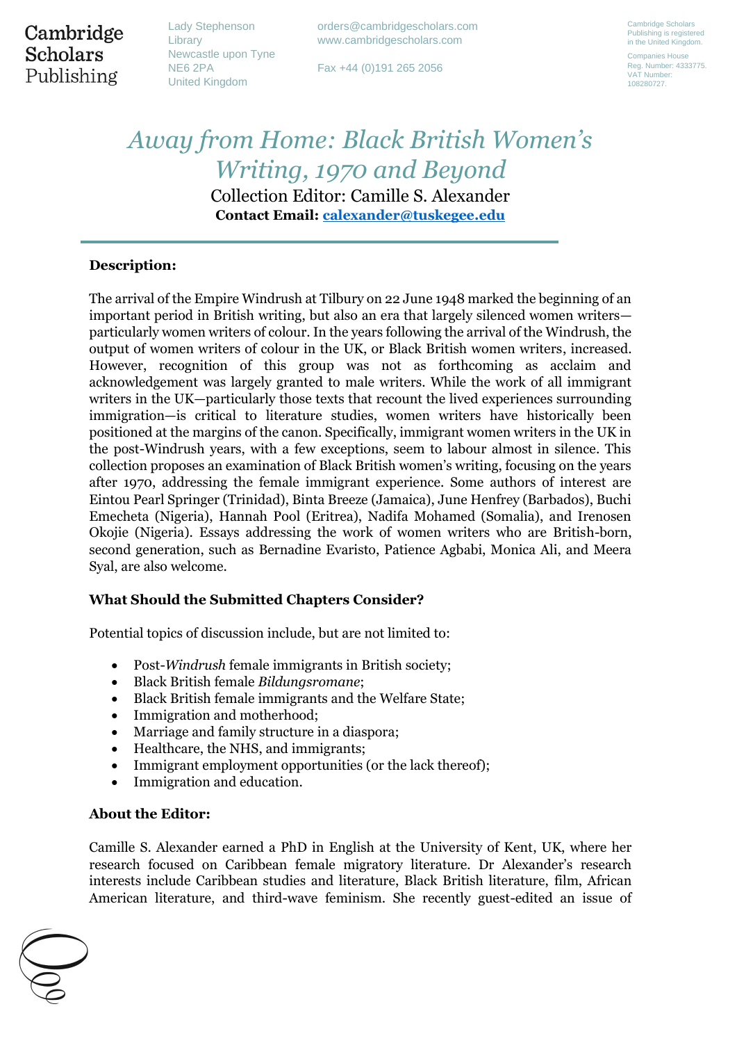Cambridge Scholars Publishing

Lady Stephenson Library
Newcastle upon Tyne
NE6 2PA
United Kingdom

orders@cambridgescholars.com
www.cambridgescholars.com

Fax +44 (0)191 265 2056

Cambridge Scholars Publishing is registered in the United Kingdom.

Companies House Reg. Number: 4333775.
VAT Number: 108280727.

# *Away from Home: Black British Women's Writing, 1970 and Beyond*

Collection Editor: Camille S. Alexander

**Contact Email: calexander@tuskegee.edu**

### Description:

The arrival of the Empire Windrush at Tilbury on 22 June 1948 marked the beginning of an important period in British writing, but also an era that largely silenced women writers—particularly women writers of colour. In the years following the arrival of the Windrush, the output of women writers of colour in the UK, or Black British women writers, increased. However, recognition of this group was not as forthcoming as acclaim and acknowledgement was largely granted to male writers. While the work of all immigrant writers in the UK—particularly those texts that recount the lived experiences surrounding immigration—is critical to literature studies, women writers have historically been positioned at the margins of the canon. Specifically, immigrant women writers in the UK in the post-Windrush years, with a few exceptions, seem to labour almost in silence. This collection proposes an examination of Black British women's writing, focusing on the years after 1970, addressing the female immigrant experience. Some authors of interest are Eintou Pearl Springer (Trinidad), Binta Breeze (Jamaica), June Henfrey (Barbados), Buchi Emecheta (Nigeria), Hannah Pool (Eritrea), Nadifa Mohamed (Somalia), and Irenosen Okojie (Nigeria). Essays addressing the work of women writers who are British-born, second generation, such as Bernadine Evaristo, Patience Agbabi, Monica Ali, and Meera Syal, are also welcome.

### What Should the Submitted Chapters Consider?

Potential topics of discussion include, but are not limited to:

- Post-*Windrush* female immigrants in British society;
- Black British female *Bildungsromane*;
- Black British female immigrants and the Welfare State;
- Immigration and motherhood;
- Marriage and family structure in a diaspora;
- Healthcare, the NHS, and immigrants;
- Immigrant employment opportunities (or the lack thereof);
- Immigration and education.

### About the Editor:

Camille S. Alexander earned a PhD in English at the University of Kent, UK, where her research focused on Caribbean female migratory literature. Dr Alexander's research interests include Caribbean studies and literature, Black British literature, film, African American literature, and third-wave feminism. She recently guest-edited an issue of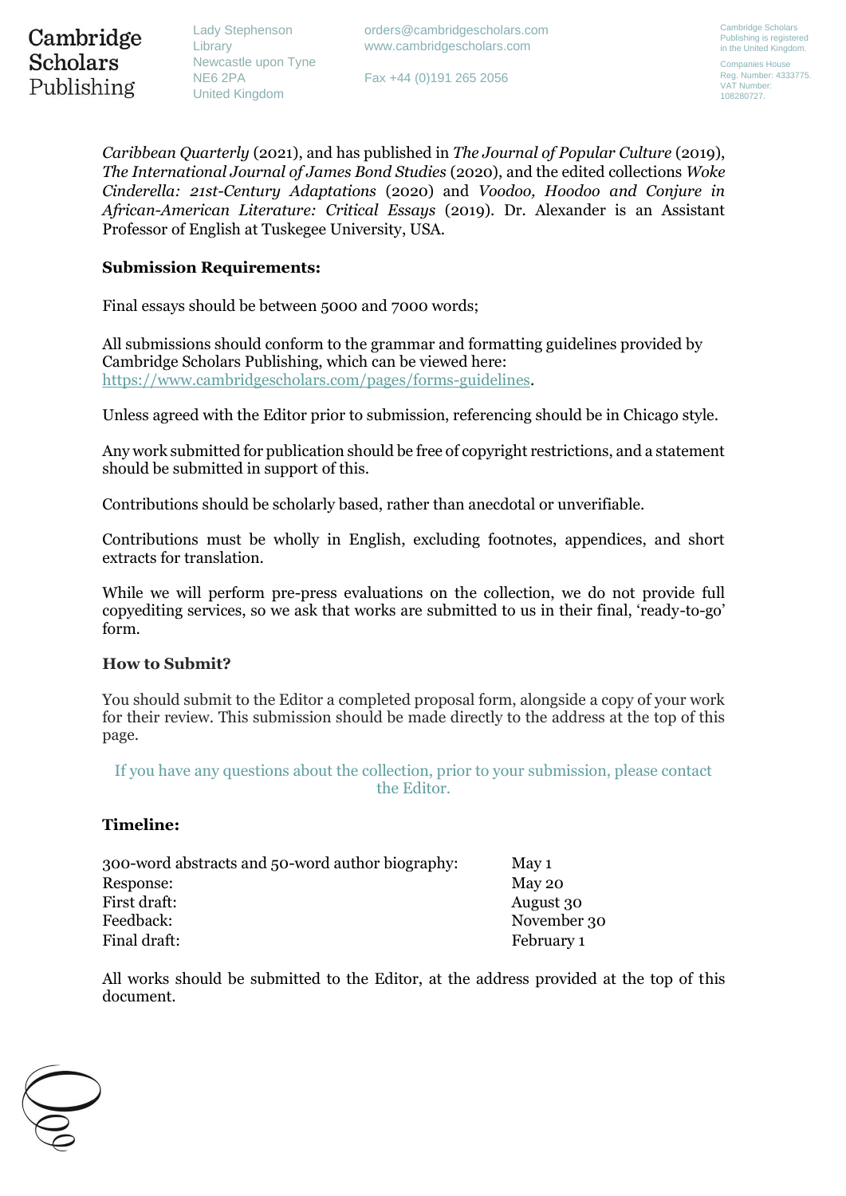*Caribbean Quarterly* (2021), and has published in *The Journal of Popular Culture* (2019), *The International Journal of James Bond Studies* (2020), and the edited collections *Woke Cinderella: 21st-Century Adaptations* (2020) and *Voodoo, Hoodoo and Conjure in African-American Literature: Critical Essays* (2019). Dr. Alexander is an Assistant Professor of English at Tuskegee University, USA.

**Submission Requirements:**

Final essays should be between 5000 and 7000 words;

All submissions should conform to the grammar and formatting guidelines provided by Cambridge Scholars Publishing, which can be viewed here: https://www.cambridgescholars.com/pages/forms-guidelines.

Unless agreed with the Editor prior to submission, referencing should be in Chicago style.

Any work submitted for publication should be free of copyright restrictions, and a statement should be submitted in support of this.

Contributions should be scholarly based, rather than anecdotal or unverifiable.

Contributions must be wholly in English, excluding footnotes, appendices, and short extracts for translation.

While we will perform pre-press evaluations on the collection, we do not provide full copyediting services, so we ask that works are submitted to us in their final, 'ready-to-go' form.

**How to Submit?**

You should submit to the Editor a completed proposal form, alongside a copy of your work for their review. This submission should be made directly to the address at the top of this page.

If you have any questions about the collection, prior to your submission, please contact the Editor.

**Timeline:**

| | |
|---|---|
| 300-word abstracts and 50-word author biography: | May 1 |
| Response: | May 20 |
| First draft: | August 30 |
| Feedback: | November 30 |
| Final draft: | February 1 |

All works should be submitted to the Editor, at the address provided at the top of this document.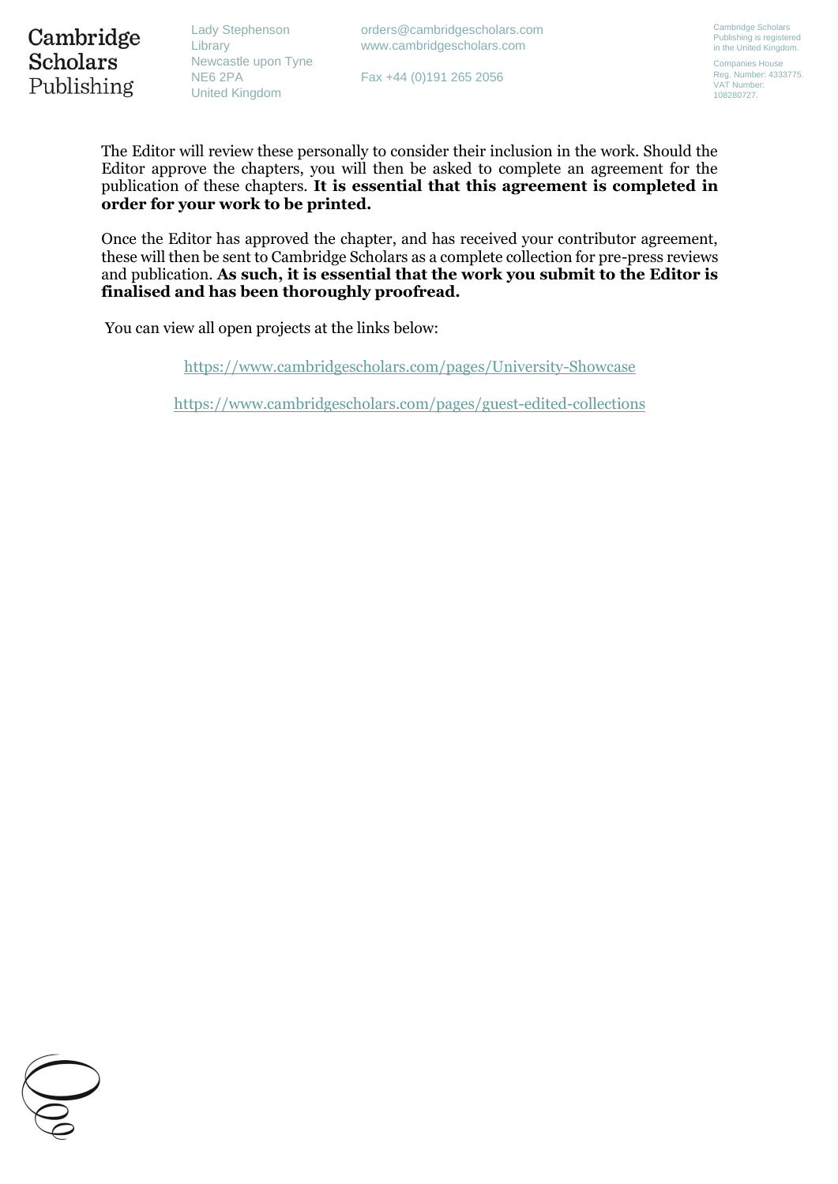The Editor will review these personally to consider their inclusion in the work. Should the Editor approve the chapters, you will then be asked to complete an agreement for the publication of these chapters. **It is essential that this agreement is completed in order for your work to be printed.**

Once the Editor has approved the chapter, and has received your contributor agreement, these will then be sent to Cambridge Scholars as a complete collection for pre-press reviews and publication. **As such, it is essential that the work you submit to the Editor is finalised and has been thoroughly proofread.**

You can view all open projects at the links below:

https://www.cambridgescholars.com/pages/University-Showcase

https://www.cambridgescholars.com/pages/guest-edited-collections